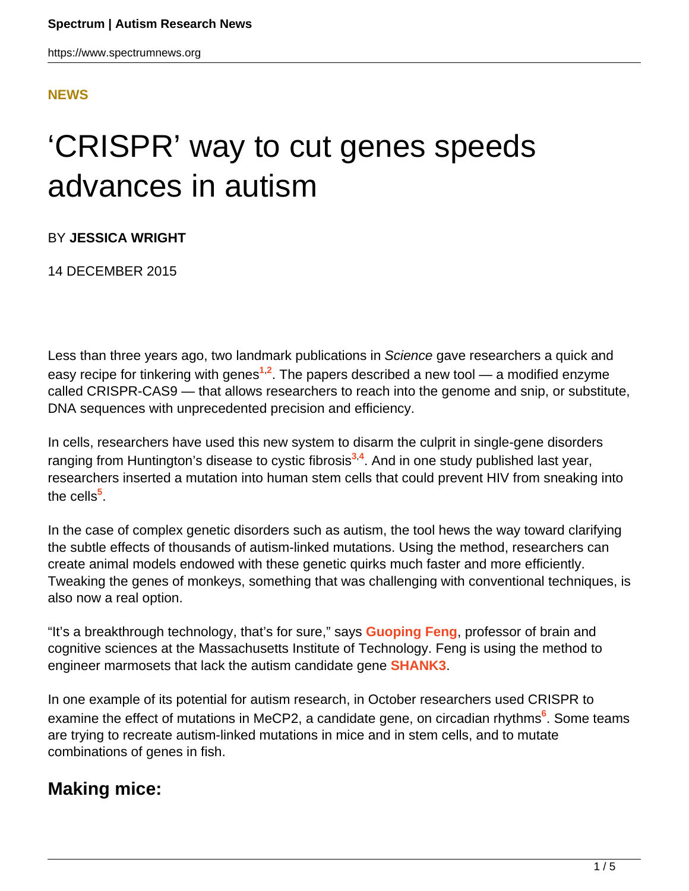**NEWS**

# 'CRISPR' way to cut genes speeds advances in autism

BY **JESSICA WRIGHT**

14 DECEMBER 2015

Less than three years ago, two landmark publications in *Science* gave researchers a quick and easy recipe for tinkering with genes[1,2]. The papers described a new tool — a modified enzyme called CRISPR-CAS9 — that allows researchers to reach into the genome and snip, or substitute, DNA sequences with unprecedented precision and efficiency.

In cells, researchers have used this new system to disarm the culprit in single-gene disorders ranging from Huntington's disease to cystic fibrosis[3,4]. And in one study published last year, researchers inserted a mutation into human stem cells that could prevent HIV from sneaking into the cells[5].

In the case of complex genetic disorders such as autism, the tool hews the way toward clarifying the subtle effects of thousands of autism-linked mutations. Using the method, researchers can create animal models endowed with these genetic quirks much faster and more efficiently. Tweaking the genes of monkeys, something that was challenging with conventional techniques, is also now a real option.

"It's a breakthrough technology, that's for sure," says **Guoping Feng**, professor of brain and cognitive sciences at the Massachusetts Institute of Technology. Feng is using the method to engineer marmosets that lack the autism candidate gene **SHANK3**.

In one example of its potential for autism research, in October researchers used CRISPR to examine the effect of mutations in MeCP2, a candidate gene, on circadian rhythms[6]. Some teams are trying to recreate autism-linked mutations in mice and in stem cells, and to mutate combinations of genes in fish.

## Making mice: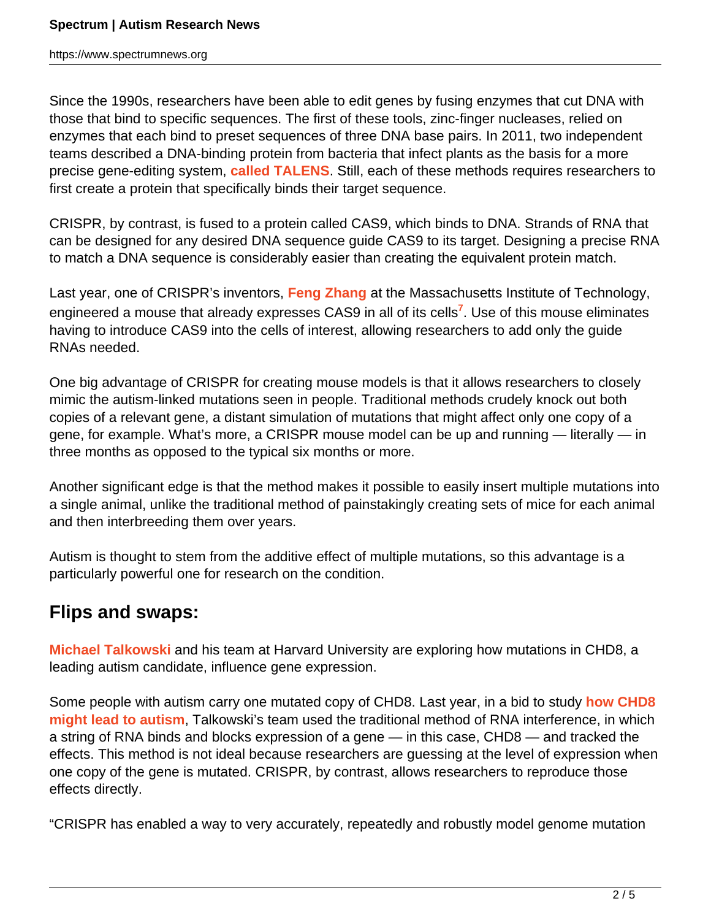Since the 1990s, researchers have been able to edit genes by fusing enzymes that cut DNA with those that bind to specific sequences. The first of these tools, zinc-finger nucleases, relied on enzymes that each bind to preset sequences of three DNA base pairs. In 2011, two independent teams described a DNA-binding protein from bacteria that infect plants as the basis for a more precise gene-editing system, **called TALENS**. Still, each of these methods requires researchers to first create a protein that specifically binds their target sequence.

CRISPR, by contrast, is fused to a protein called CAS9, which binds to DNA. Strands of RNA that can be designed for any desired DNA sequence guide CAS9 to its target. Designing a precise RNA to match a DNA sequence is considerably easier than creating the equivalent protein match.

Last year, one of CRISPR's inventors, **Feng Zhang** at the Massachusetts Institute of Technology, engineered a mouse that already expresses CAS9 in all of its cells[7]. Use of this mouse eliminates having to introduce CAS9 into the cells of interest, allowing researchers to add only the guide RNAs needed.

One big advantage of CRISPR for creating mouse models is that it allows researchers to closely mimic the autism-linked mutations seen in people. Traditional methods crudely knock out both copies of a relevant gene, a distant simulation of mutations that might affect only one copy of a gene, for example. What's more, a CRISPR mouse model can be up and running — literally — in three months as opposed to the typical six months or more.

Another significant edge is that the method makes it possible to easily insert multiple mutations into a single animal, unlike the traditional method of painstakingly creating sets of mice for each animal and then interbreeding them over years.

Autism is thought to stem from the additive effect of multiple mutations, so this advantage is a particularly powerful one for research on the condition.

## Flips and swaps:

**Michael Talkowski** and his team at Harvard University are exploring how mutations in CHD8, a leading autism candidate, influence gene expression.

Some people with autism carry one mutated copy of CHD8. Last year, in a bid to study **how CHD8 might lead to autism**, Talkowski's team used the traditional method of RNA interference, in which a string of RNA binds and blocks expression of a gene — in this case, CHD8 — and tracked the effects. This method is not ideal because researchers are guessing at the level of expression when one copy of the gene is mutated. CRISPR, by contrast, allows researchers to reproduce those effects directly.

"CRISPR has enabled a way to very accurately, repeatedly and robustly model genome mutation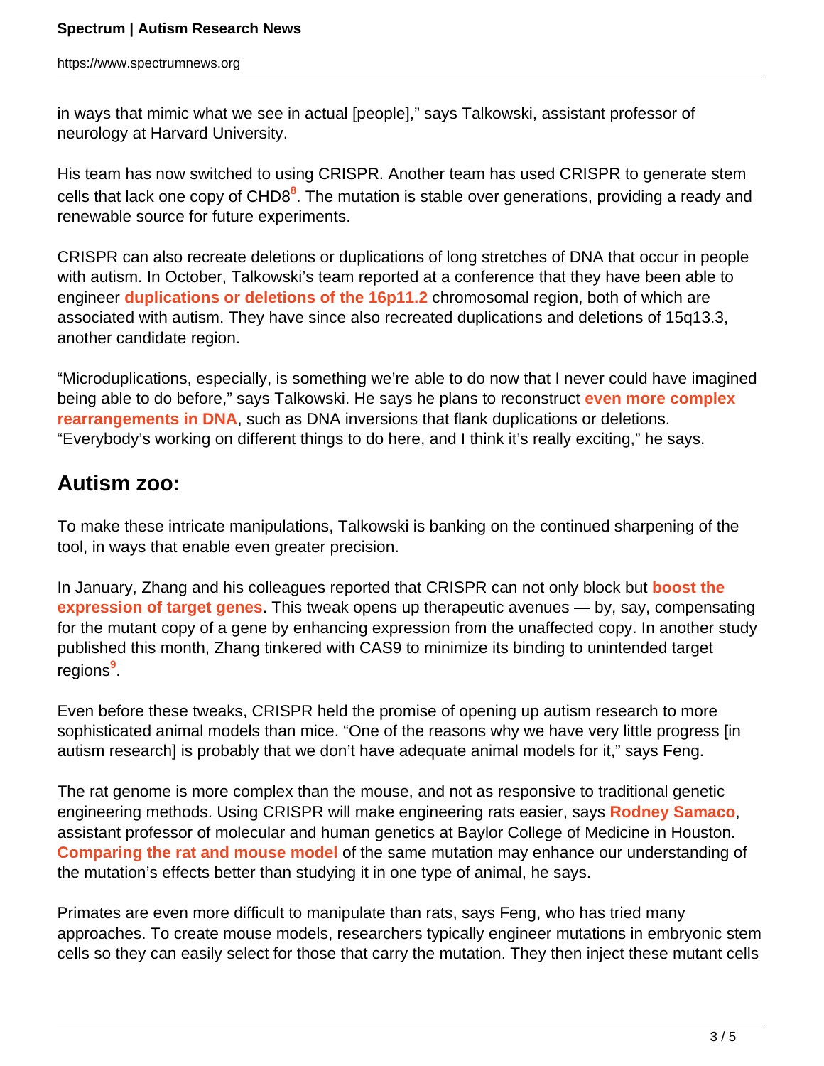in ways that mimic what we see in actual [people]," says Talkowski, assistant professor of neurology at Harvard University.

His team has now switched to using CRISPR. Another team has used CRISPR to generate stem cells that lack one copy of CHD8[8]. The mutation is stable over generations, providing a ready and renewable source for future experiments.

CRISPR can also recreate deletions or duplications of long stretches of DNA that occur in people with autism. In October, Talkowski's team reported at a conference that they have been able to engineer **duplications or deletions of the 16p11.2** chromosomal region, both of which are associated with autism. They have since also recreated duplications and deletions of 15q13.3, another candidate region.

"Microduplications, especially, is something we're able to do now that I never could have imagined being able to do before," says Talkowski. He says he plans to reconstruct **even more complex rearrangements in DNA**, such as DNA inversions that flank duplications or deletions. "Everybody's working on different things to do here, and I think it's really exciting," he says.

## Autism zoo:

To make these intricate manipulations, Talkowski is banking on the continued sharpening of the tool, in ways that enable even greater precision.

In January, Zhang and his colleagues reported that CRISPR can not only block but **boost the expression of target genes**. This tweak opens up therapeutic avenues — by, say, compensating for the mutant copy of a gene by enhancing expression from the unaffected copy. In another study published this month, Zhang tinkered with CAS9 to minimize its binding to unintended target regions[9].

Even before these tweaks, CRISPR held the promise of opening up autism research to more sophisticated animal models than mice. "One of the reasons why we have very little progress [in autism research] is probably that we don't have adequate animal models for it," says Feng.

The rat genome is more complex than the mouse, and not as responsive to traditional genetic engineering methods. Using CRISPR will make engineering rats easier, says **Rodney Samaco**, assistant professor of molecular and human genetics at Baylor College of Medicine in Houston. **Comparing the rat and mouse model** of the same mutation may enhance our understanding of the mutation's effects better than studying it in one type of animal, he says.

Primates are even more difficult to manipulate than rats, says Feng, who has tried many approaches. To create mouse models, researchers typically engineer mutations in embryonic stem cells so they can easily select for those that carry the mutation. They then inject these mutant cells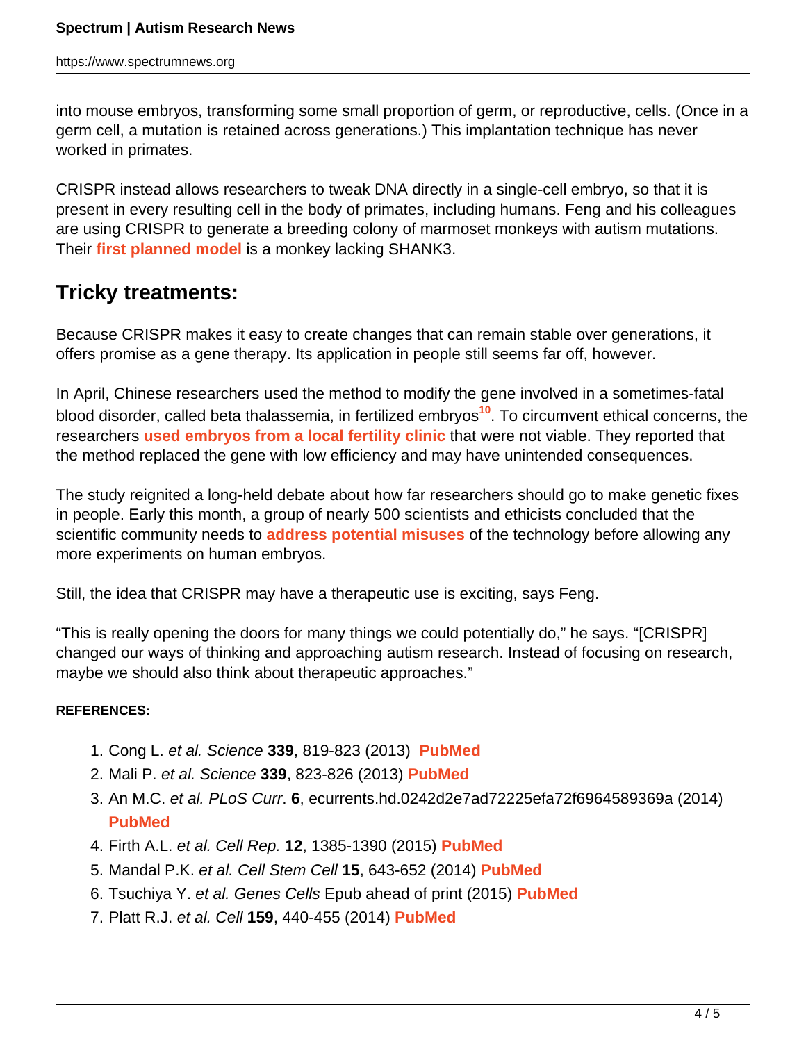into mouse embryos, transforming some small proportion of germ, or reproductive, cells. (Once in a germ cell, a mutation is retained across generations.) This implantation technique has never worked in primates.

CRISPR instead allows researchers to tweak DNA directly in a single-cell embryo, so that it is present in every resulting cell in the body of primates, including humans. Feng and his colleagues are using CRISPR to generate a breeding colony of marmoset monkeys with autism mutations. Their **first planned model** is a monkey lacking SHANK3.

## Tricky treatments:

Because CRISPR makes it easy to create changes that can remain stable over generations, it offers promise as a gene therapy. Its application in people still seems far off, however.

In April, Chinese researchers used the method to modify the gene involved in a sometimes-fatal blood disorder, called beta thalassemia, in fertilized embryos[10]. To circumvent ethical concerns, the researchers **used embryos from a local fertility clinic** that were not viable. They reported that the method replaced the gene with low efficiency and may have unintended consequences.

The study reignited a long-held debate about how far researchers should go to make genetic fixes in people. Early this month, a group of nearly 500 scientists and ethicists concluded that the scientific community needs to **address potential misuses** of the technology before allowing any more experiments on human embryos.

Still, the idea that CRISPR may have a therapeutic use is exciting, says Feng.

“This is really opening the doors for many things we could potentially do,” he says. “[CRISPR] changed our ways of thinking and approaching autism research. Instead of focusing on research, maybe we should also think about therapeutic approaches.”

**REFERENCES:**

1. Cong L. *et al. Science* **339**, 819-823 (2013) **PubMed**
2. Mali P. *et al. Science* **339**, 823-826 (2013) **PubMed**
3. An M.C. *et al. PLoS Curr*. **6**, ecurrents.hd.0242d2e7ad72225efa72f6964589369a (2014) **PubMed**
4. Firth A.L. *et al. Cell Rep.* **12**, 1385-1390 (2015) **PubMed**
5. Mandal P.K. *et al. Cell Stem Cell* **15**, 643-652 (2014) **PubMed**
6. Tsuchiya Y. *et al. Genes Cells* Epub ahead of print (2015) **PubMed**
7. Platt R.J. *et al. Cell* **159**, 440-455 (2014) **PubMed**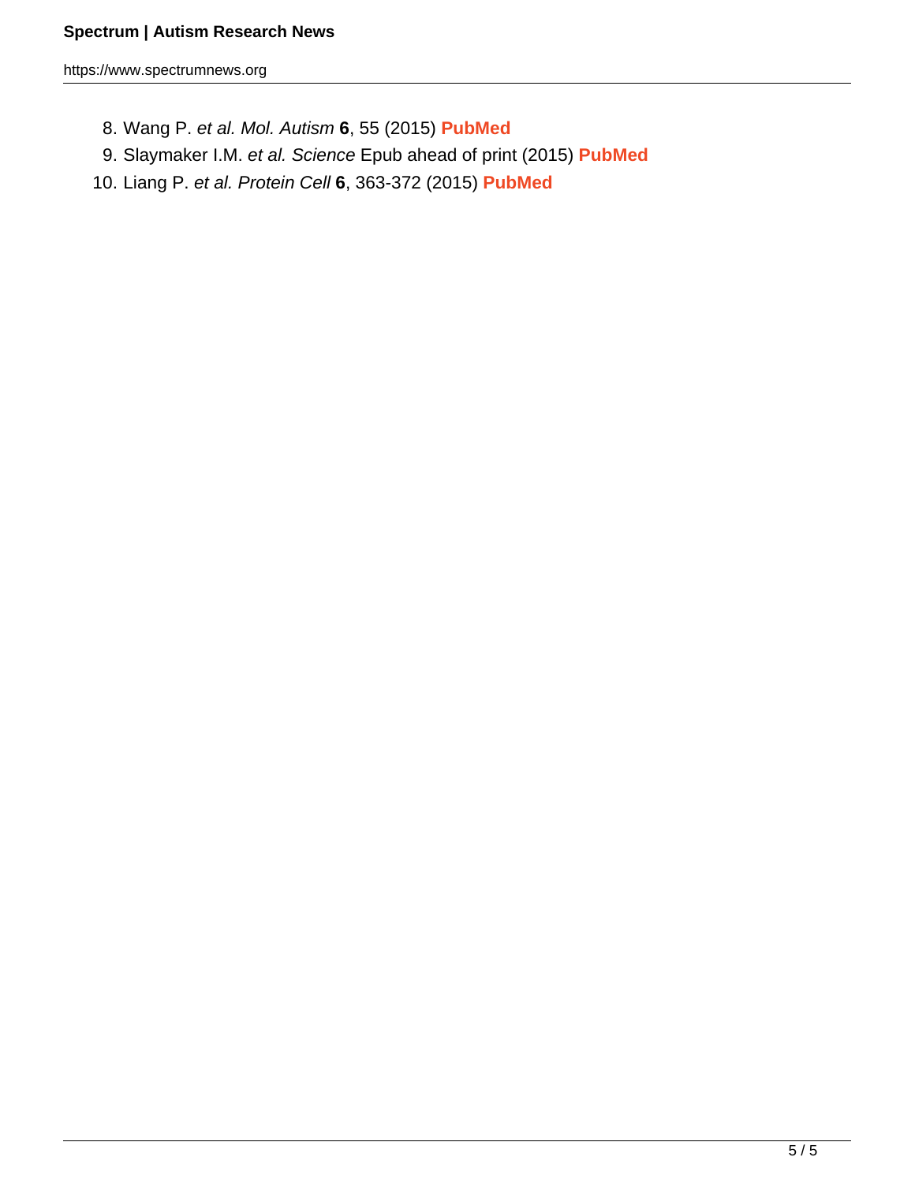8. Wang P. *et al. Mol. Autism* **6**, 55 (2015) **PubMed**
9. Slaymaker I.M. *et al. Science* Epub ahead of print (2015) **PubMed**
10. Liang P. *et al. Protein Cell* **6**, 363-372 (2015) **PubMed**